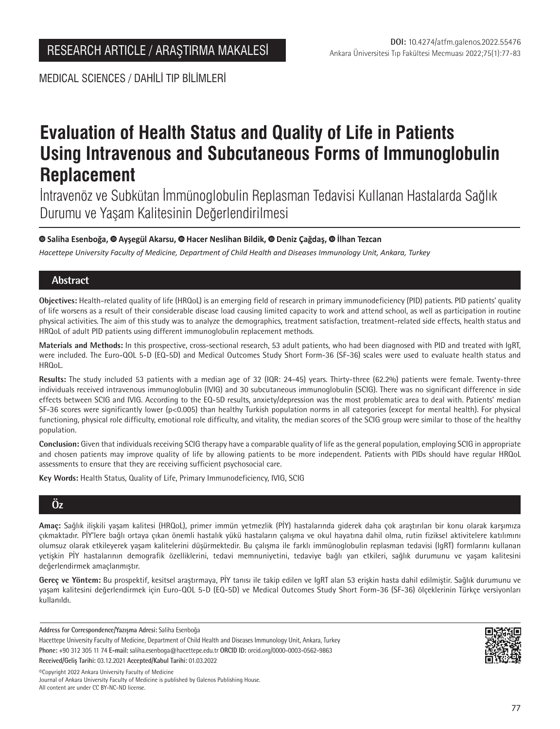RESEARCH ARTICLE / ARAŞTIRMA MAKALESİ

DOI: 10.4274/atfm.galenos.2022.55476

MEDICAL SCIENCES / DAHİLİ TIP BİLİMLERİ

# Evaluation of Health Status and Quality of Life in Patients Using Intravenous and Subcutaneous Forms of Immunoglobulin Replacement

## İntravenöz ve Subkütan İmmünoglobulin Replasman Tedavisi Kullanan Hastalarda Sağlık Durumu ve Yaşam Kalitesinin Değerlendirilmesi

**Saliha Esenboğa, Ayşegül Akarsu, Hacer Neslihan Bildik, Deniz Çağdaş, İlhan Tezcan**

*Hacettepe University Faculty of Medicine, Department of Child Health and Diseases Immunology Unit, Ankara, Turkey*

## Abstract

**Objectives:** Health-related quality of life (HRQoL) is an emerging field of research in primary immunodeficiency (PID) patients. PID patients' quality of life worsens as a result of their considerable disease load causing limited capacity to work and attend school, as well as participation in routine physical activities. The aim of this study was to analyze the demographics, treatment satisfaction, treatment-related side effects, health status and HRQoL of adult PID patients using different immunoglobulin replacement methods.

**Materials and Methods:** In this prospective, cross-sectional research, 53 adult patients, who had been diagnosed with PID and treated with IgRT, were included. The Euro-QOL 5-D (EQ-5D) and Medical Outcomes Study Short Form-36 (SF-36) scales were used to evaluate health status and HRQoL.

**Results:** The study included 53 patients with a median age of 32 (IQR: 24-45) years. Thirty-three (62.2%) patients were female. Twenty-three individuals received intravenous immunoglobulin (IVIG) and 30 subcutaneous immunoglobulin (SCIG). There was no significant difference in side effects between SCIG and IVIG. According to the EQ-5D results, anxiety/depression was the most problematic area to deal with. Patients' median SF-36 scores were significantly lower ($p<0.005$) than healthy Turkish population norms in all categories (except for mental health). For physical functioning, physical role difficulty, emotional role difficulty, and vitality, the median scores of the SCIG group were similar to those of the healthy population.

**Conclusion:** Given that individuals receiving SCIG therapy have a comparable quality of life as the general population, employing SCIG in appropriate and chosen patients may improve quality of life by allowing patients to be more independent. Patients with PIDs should have regular HRQoL assessments to ensure that they are receiving sufficient psychosocial care.

**Key Words:** Health Status, Quality of Life, Primary Immunodeficiency, IVIG, SCIG

## Öz

**Amaç:** Sağlık ilişkili yaşam kalitesi (HRQoL), primer immün yetmezlik (PİY) hastalarında giderek daha çok araştırılan bir konu olarak karşımıza çıkmaktadır. PİY'lere bağlı ortaya çıkan önemli hastalık yükü hastaların çalışma ve okul hayatına dahil olma, rutin fiziksel aktivitelere katılımını olumsuz olarak etkileyerek yaşam kalitelerini düşürmektedir. Bu çalışma ile farklı immünoglobulin replasman tedavisi (IgRT) formlarını kullanan yetişkin PİY hastalarının demografik özelliklerini, tedavi memnuniyetini, tedaviye bağlı yan etkileri, sağlık durumunu ve yaşam kalitesini değerlendirmek amaçlanmıştır.

**Gereç ve Yöntem:** Bu prospektif, kesitsel araştırmaya, PİY tanısı ile takip edilen ve IgRT alan 53 erişkin hasta dahil edilmiştir. Sağlık durumunu ve yaşam kalitesini değerlendirmek için Euro-QOL 5-D (EQ-5D) ve Medical Outcomes Study Short Form-36 (SF-36) ölçeklerinin Türkçe versiyonları kullanıldı.

---

**Address for Correspondence/Yazışma Adresi:** Saliha Esenboğa
Hacettepe University Faculty of Medicine, Department of Child Health and Diseases Immunology Unit, Ankara, Turkey
**Phone:** +90 312 305 11 74 **E-mail:** saliha.esenboga@hacettepe.edu.tr **ORCID ID:** orcid.org/0000-0003-0562-9863
**Received/Geliş Tarihi:** 03.12.2021 **Accepted/Kabul Tarihi:** 01.03.2022

©Copyright 2022 Ankara University Faculty of Medicine
Journal of Ankara University Faculty of Medicine is published by Galenos Publishing House.
All content are under CC BY-NC-ND license.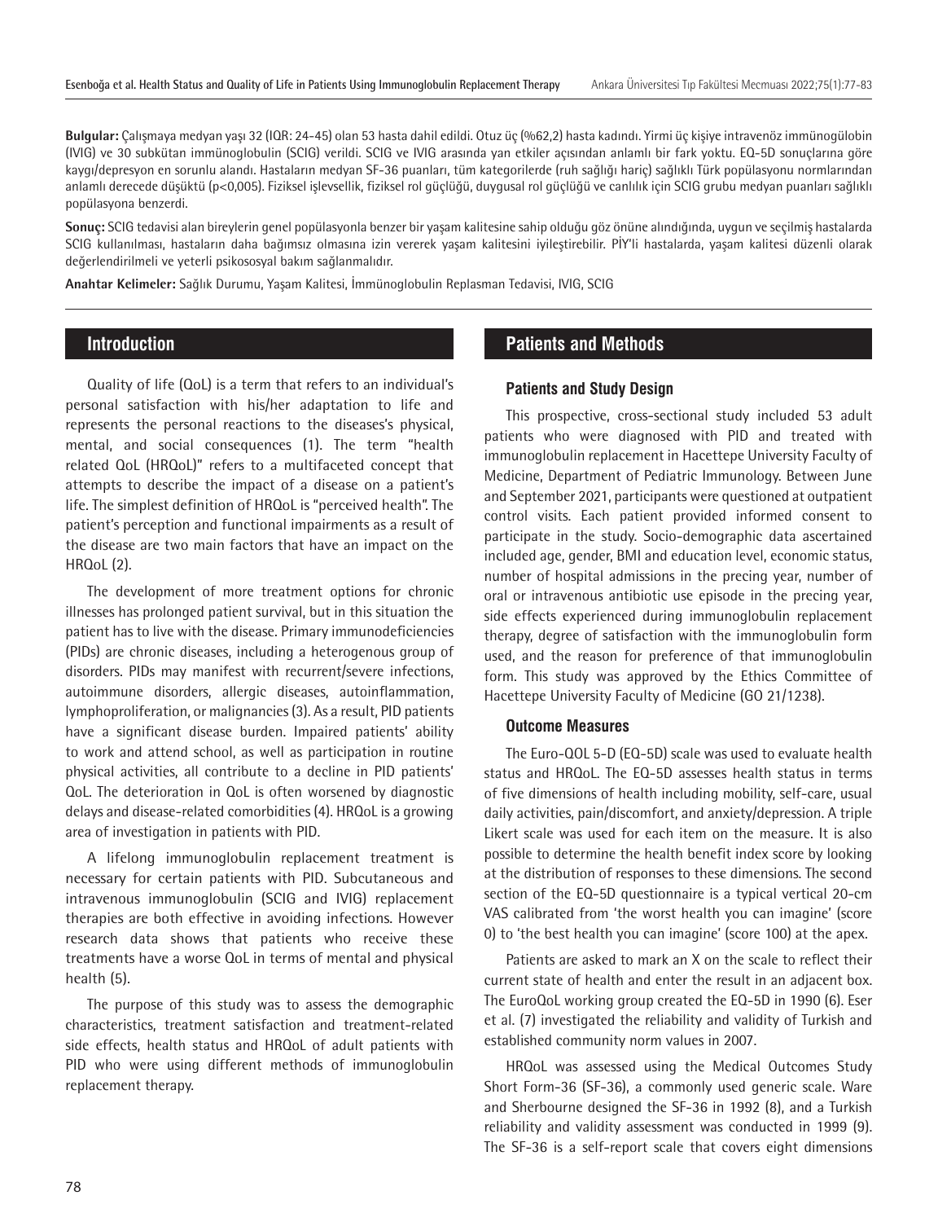**Bulgular:** Çalışmaya medyan yaşı 32 (IQR: 24-45) olan 53 hasta dahil edildi. Otuz üç (%62,2) hasta kadındı. Yirmi üç kişiye intravenöz immünogülobin (IVIG) ve 30 subkütan immünoglobulin (SCIG) verildi. SCIG ve IVIG arasında yan etkiler açısından anlamlı bir fark yoktu. EQ-5D sonuçlarına göre kaygı/depresyon en sorunlu alandı. Hastaların medyan SF-36 puanları, tüm kategorilerde (ruh sağlığı hariç) sağlıklı Türk popülasyonu normlarından anlamlı derecede düşüktü (p<0,005). Fiziksel işlevsellik, fiziksel rol güçlüğü, duygusal rol güçlüğü ve canlılık için SCIG grubu medyan puanları sağlıklı popülasyona benzerdi.

**Sonuç:** SCIG tedavisi alan bireylerin genel popülasyonla benzer bir yaşam kalitesine sahip olduğu göz önüne alındığında, uygun ve seçilmiş hastalarda SCIG kullanılması, hastaların daha bağımsız olmasına izin vererek yaşam kalitesini iyileştirebilir. PİY'li hastalarda, yaşam kalitesi düzenli olarak değerlendirilmeli ve yeterli psikososyal bakım sağlanmalıdır.

**Anahtar Kelimeler:** Sağlık Durumu, Yaşam Kalitesi, İmmünoglobulin Replasman Tedavisi, IVIG, SCIG

## Introduction

Quality of life (QoL) is a term that refers to an individual's personal satisfaction with his/her adaptation to life and represents the personal reactions to the diseases's physical, mental, and social consequences (1). The term "health related QoL (HRQoL)" refers to a multifaceted concept that attempts to describe the impact of a disease on a patient's life. The simplest definition of HRQoL is "perceived health". The patient's perception and functional impairments as a result of the disease are two main factors that have an impact on the HRQoL (2).

The development of more treatment options for chronic illnesses has prolonged patient survival, but in this situation the patient has to live with the disease. Primary immunodeficiencies (PIDs) are chronic diseases, including a heterogenous group of disorders. PIDs may manifest with recurrent/severe infections, autoimmune disorders, allergic diseases, autoinflammation, lymphoproliferation, or malignancies (3). As a result, PID patients have a significant disease burden. Impaired patients' ability to work and attend school, as well as participation in routine physical activities, all contribute to a decline in PID patients' QoL. The deterioration in QoL is often worsened by diagnostic delays and disease-related comorbidities (4). HRQoL is a growing area of investigation in patients with PID.

A lifelong immunoglobulin replacement treatment is necessary for certain patients with PID. Subcutaneous and intravenous immunoglobulin (SCIG and IVIG) replacement therapies are both effective in avoiding infections. However research data shows that patients who receive these treatments have a worse QoL in terms of mental and physical health (5).

The purpose of this study was to assess the demographic characteristics, treatment satisfaction and treatment-related side effects, health status and HRQoL of adult patients with PID who were using different methods of immunoglobulin replacement therapy.

## Patients and Methods

### Patients and Study Design

This prospective, cross-sectional study included 53 adult patients who were diagnosed with PID and treated with immunoglobulin replacement in Hacettepe University Faculty of Medicine, Department of Pediatric Immunology. Between June and September 2021, participants were questioned at outpatient control visits. Each patient provided informed consent to participate in the study. Socio-demographic data ascertained included age, gender, BMI and education level, economic status, number of hospital admissions in the precing year, number of oral or intravenous antibiotic use episode in the precing year, side effects experienced during immunoglobulin replacement therapy, degree of satisfaction with the immunoglobulin form used, and the reason for preference of that immunoglobulin form. This study was approved by the Ethics Committee of Hacettepe University Faculty of Medicine (GO 21/1238).

### Outcome Measures

The Euro-QOL 5-D (EQ-5D) scale was used to evaluate health status and HRQoL. The EQ-5D assesses health status in terms of five dimensions of health including mobility, self-care, usual daily activities, pain/discomfort, and anxiety/depression. A triple Likert scale was used for each item on the measure. It is also possible to determine the health benefit index score by looking at the distribution of responses to these dimensions. The second section of the EQ-5D questionnaire is a typical vertical 20-cm VAS calibrated from 'the worst health you can imagine' (score 0) to 'the best health you can imagine' (score 100) at the apex.

Patients are asked to mark an X on the scale to reflect their current state of health and enter the result in an adjacent box. The EuroQoL working group created the EQ-5D in 1990 (6). Eser et al. (7) investigated the reliability and validity of Turkish and established community norm values in 2007.

HRQoL was assessed using the Medical Outcomes Study Short Form-36 (SF-36), a commonly used generic scale. Ware and Sherbourne designed the SF-36 in 1992 (8), and a Turkish reliability and validity assessment was conducted in 1999 (9). The SF-36 is a self-report scale that covers eight dimensions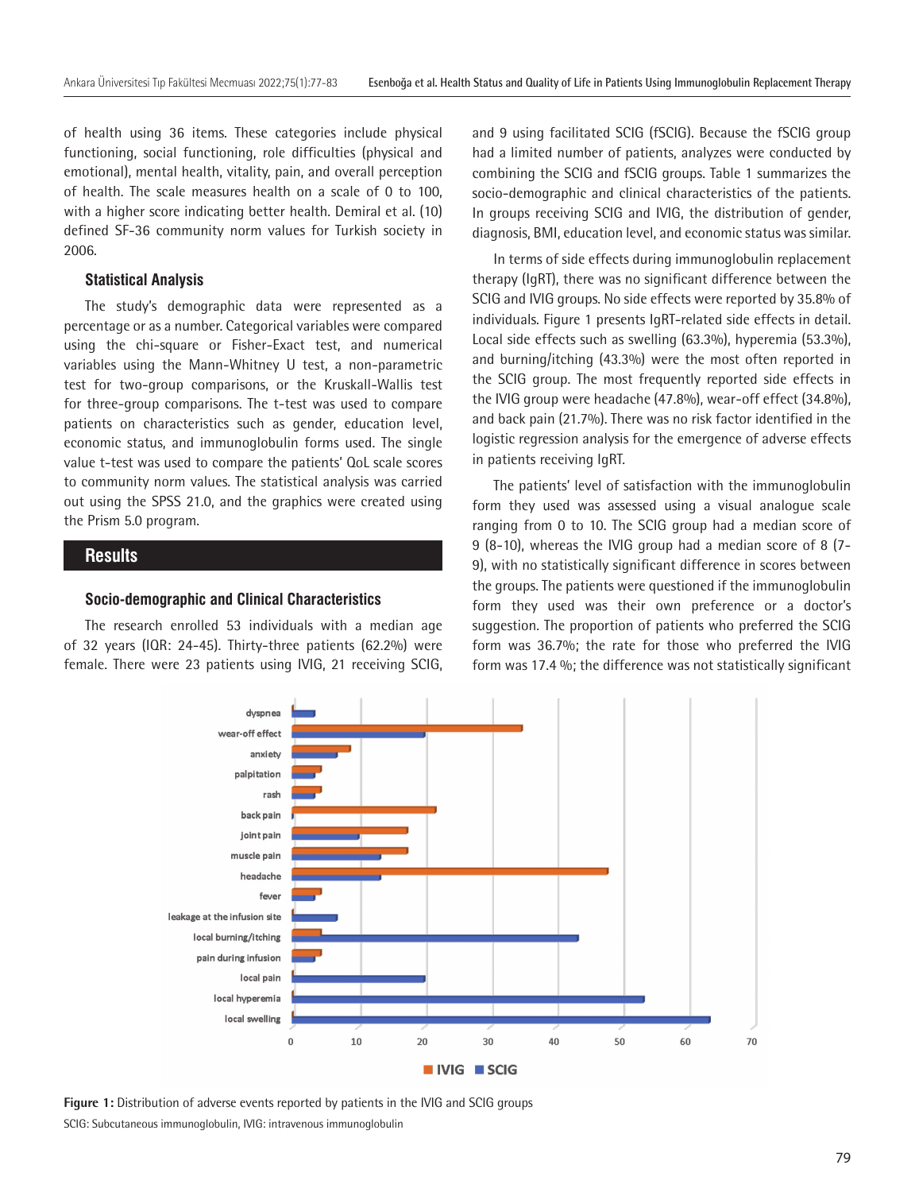of health using 36 items. These categories include physical functioning, social functioning, role difficulties (physical and emotional), mental health, vitality, pain, and overall perception of health. The scale measures health on a scale of 0 to 100, with a higher score indicating better health. Demiral et al. (10) defined SF-36 community norm values for Turkish society in 2006.

### Statistical Analysis

The study's demographic data were represented as a percentage or as a number. Categorical variables were compared using the chi-square or Fisher-Exact test, and numerical variables using the Mann-Whitney U test, a non-parametric test for two-group comparisons, or the Kruskall-Wallis test for three-group comparisons. The t-test was used to compare patients on characteristics such as gender, education level, economic status, and immunoglobulin forms used. The single value t-test was used to compare the patients' QoL scale scores to community norm values. The statistical analysis was carried out using the SPSS 21.0, and the graphics were created using the Prism 5.0 program.

## Results

### Socio-demographic and Clinical Characteristics

The research enrolled 53 individuals with a median age of 32 years (IQR: 24-45). Thirty-three patients (62.2%) were female. There were 23 patients using IVIG, 21 receiving SCIG, and 9 using facilitated SCIG (fSCIG). Because the fSCIG group had a limited number of patients, analyzes were conducted by combining the SCIG and fSCIG groups. Table 1 summarizes the socio-demographic and clinical characteristics of the patients. In groups receiving SCIG and IVIG, the distribution of gender, diagnosis, BMI, education level, and economic status was similar.

In terms of side effects during immunoglobulin replacement therapy (IgRT), there was no significant difference between the SCIG and IVIG groups. No side effects were reported by 35.8% of individuals. Figure 1 presents IgRT-related side effects in detail. Local side effects such as swelling (63.3%), hyperemia (53.3%), and burning/itching (43.3%) were the most often reported in the SCIG group. The most frequently reported side effects in the IVIG group were headache (47.8%), wear-off effect (34.8%), and back pain (21.7%). There was no risk factor identified in the logistic regression analysis for the emergence of adverse effects in patients receiving IgRT.

The patients' level of satisfaction with the immunoglobulin form they used was assessed using a visual analogue scale ranging from 0 to 10. The SCIG group had a median score of 9 (8-10), whereas the IVIG group had a median score of 8 (7-9), with no statistically significant difference in scores between the groups. The patients were questioned if the immunoglobulin form they used was their own preference or a doctor's suggestion. The proportion of patients who preferred the SCIG form was 36.7%; the rate for those who preferred the IVIG form was 17.4 %; the difference was not statistically significant

**Figure 1:** Distribution of adverse events reported by patients in the IVIG and SCIG groups

SCIG: Subcutaneous immunoglobulin, IVIG: intravenous immunoglobulin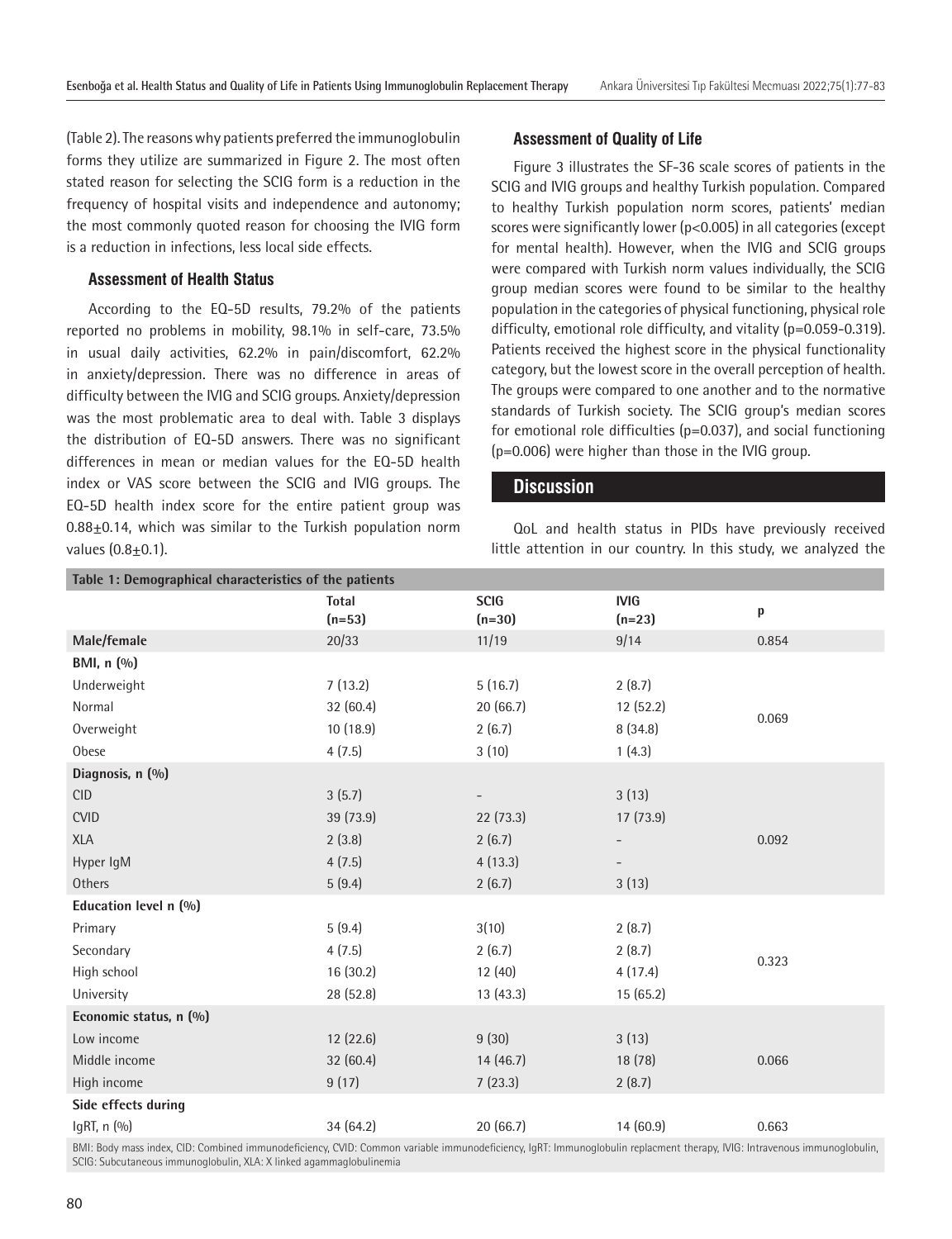(Table 2). The reasons why patients preferred the immunoglobulin forms they utilize are summarized in Figure 2. The most often stated reason for selecting the SCIG form is a reduction in the frequency of hospital visits and independence and autonomy; the most commonly quoted reason for choosing the IVIG form is a reduction in infections, less local side effects.

### Assessment of Health Status

According to the EQ-5D results, 79.2% of the patients reported no problems in mobility, 98.1% in self-care, 73.5% in usual daily activities, 62.2% in pain/discomfort, 62.2% in anxiety/depression. There was no difference in areas of difficulty between the IVIG and SCIG groups. Anxiety/depression was the most problematic area to deal with. Table 3 displays the distribution of EQ-5D answers. There was no significant differences in mean or median values for the EQ-5D health index or VAS score between the SCIG and IVIG groups. The EQ-5D health index score for the entire patient group was 0.88±0.14, which was similar to the Turkish population norm values (0.8±0.1).

### Assessment of Quality of Life

Figure 3 illustrates the SF-36 scale scores of patients in the SCIG and IVIG groups and healthy Turkish population. Compared to healthy Turkish population norm scores, patients' median scores were significantly lower ($p<0.005$) in all categories (except for mental health). However, when the IVIG and SCIG groups were compared with Turkish norm values individually, the SCIG group median scores were found to be similar to the healthy population in the categories of physical functioning, physical role difficulty, emotional role difficulty, and vitality ($p=0.059$-$0.319$). Patients received the highest score in the physical functionality category, but the lowest score in the overall perception of health. The groups were compared to one another and to the normative standards of Turkish society. The SCIG group's median scores for emotional role difficulties ($p=0.037$), and social functioning ($p=0.006$) were higher than those in the IVIG group.

## Discussion

QoL and health status in PIDs have previously received little attention in our country. In this study, we analyzed the

**Table 1: Demographical characteristics of the patients**

| | Total (n=53) | SCIG (n=30) | IVIG (n=23) | p |
|---|---|---|---|---|
| **Male/female** | 20/33 | 11/19 | 9/14 | 0.854 |
| **BMI, n (%)** | | | | |
| Underweight | 7 (13.2) | 5 (16.7) | 2 (8.7) | 0.069 |
| Normal | 32 (60.4) | 20 (66.7) | 12 (52.2) | |
| Overweight | 10 (18.9) | 2 (6.7) | 8 (34.8) | |
| Obese | 4 (7.5) | 3 (10) | 1 (4.3) | |
| **Diagnosis, n (%)** | | | | |
| CID | 3 (5.7) | - | 3 (13) | 0.092 |
| CVID | 39 (73.9) | 22 (73.3) | 17 (73.9) | |
| XLA | 2 (3.8) | 2 (6.7) | - | |
| Hyper IgM | 4 (7.5) | 4 (13.3) | - | |
| Others | 5 (9.4) | 2 (6.7) | 3 (13) | |
| **Education level n (%)** | | | | |
| Primary | 5 (9.4) | 3(10) | 2 (8.7) | 0.323 |
| Secondary | 4 (7.5) | 2 (6.7) | 2 (8.7) | |
| High school | 16 (30.2) | 12 (40) | 4 (17.4) | |
| University | 28 (52.8) | 13 (43.3) | 15 (65.2) | |
| **Economic status, n (%)** | | | | |
| Low income | 12 (22.6) | 9 (30) | 3 (13) | 0.066 |
| Middle income | 32 (60.4) | 14 (46.7) | 18 (78) | |
| High income | 9 (17) | 7 (23.3) | 2 (8.7) | |
| **Side effects during** | | | | |
| IgRT, n (%) | 34 (64.2) | 20 (66.7) | 14 (60.9) | 0.663 |

BMI: Body mass index, CID: Combined immunodeficiency, CVID: Common variable immunodeficiency, IgRT: Immunoglobulin replacment therapy, IVIG: Intravenous immunoglobulin, SCIG: Subcutaneous immunoglobulin, XLA: X linked agammaglobulinemia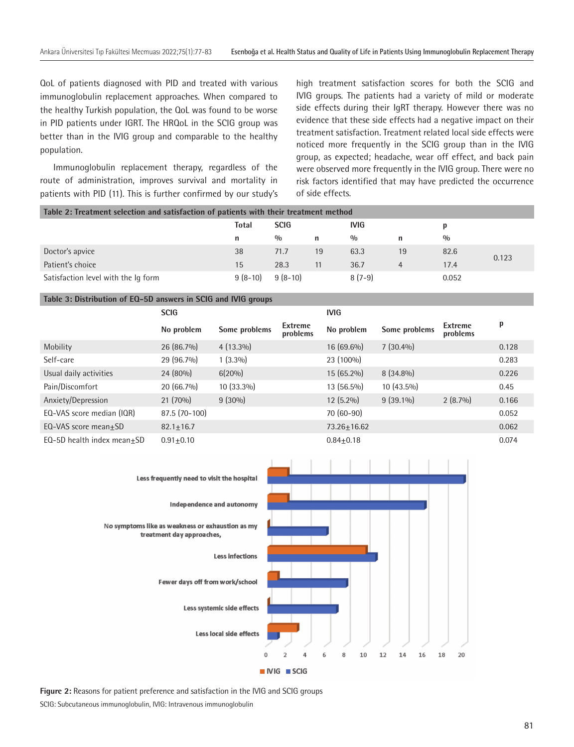QoL of patients diagnosed with PID and treated with various immunoglobulin replacement approaches. When compared to the healthy Turkish population, the QoL was found to be worse in PID patients under IGRT. The HRQoL in the SCIG group was better than in the IVIG group and comparable to the healthy population.

Immunoglobulin replacement therapy, regardless of the route of administration, improves survival and mortality in patients with PID (11). This is further confirmed by our study's high treatment satisfaction scores for both the SCIG and IVIG groups. The patients had a variety of mild or moderate side effects during their IgRT therapy. However there was no evidence that these side effects had a negative impact on their treatment satisfaction. Treatment related local side effects were noticed more frequently in the SCIG group than in the IVIG group, as expected; headache, wear off effect, and back pain were observed more frequently in the IVIG group. There were no risk factors identified that may have predicted the occurrence of side effects.

**Table 2: Treatment selection and satisfaction of patients with their treatment method**

| | Total | SCIG | | IVIG | | p |
|---|---|---|---|---|---|---|
| | n | % | n | % | n | % | |
| Doctor's apvice | 38 | 71.7 | 19 | 63.3 | 19 | 82.6 | 0.123 |
| Patient's choice | 15 | 28.3 | 11 | 36.7 | 4 | 17.4 | |
| Satisfaction level with the Ig form | 9 (8-10) | 9 (8-10) | | 8 (7-9) | | 0.052 | |

**Table 3: Distribution of EQ-5D answers in SCIG and IVIG groups**

| | SCIG | | | IVIG | | | p |
|---|---|---|---|---|---|---|---|
| | No problem | Some problems | Extreme problems | No problem | Some problems | Extreme problems | |
| Mobility | 26 (86.7%) | 4 (13.3%) | | 16 (69.6%) | 7 (30.4%) | | 0.128 |
| Self-care | 29 (96.7%) | 1 (3.3%) | | 23 (100%) | | | 0.283 |
| Usual daily activities | 24 (80%) | 6(20%) | | 15 (65.2%) | 8 (34.8%) | | 0.226 |
| Pain/Discomfort | 20 (66.7%) | 10 (33.3%) | | 13 (56.5%) | 10 (43.5%) | | 0.45 |
| Anxiety/Depression | 21 (70%) | 9 (30%) | | 12 (5.2%) | 9 (39.1%) | 2 (8.7%) | 0.166 |
| EQ-VAS score median (IQR) | 87.5 (70-100) | | | 70 (60-90) | | | 0.052 |
| EQ-VAS score mean±SD | 82.1±16.7 | | | 73.26±16.62 | | | 0.062 |
| EQ-5D health index mean±SD | 0.91±0.10 | | | 0.84±0.18 | | | 0.074 |

**Figure 2:** Reasons for patient preference and satisfaction in the IVIG and SCIG groups

SCIG: Subcutaneous immunoglobulin, IVIG: Intravenous immunoglobulin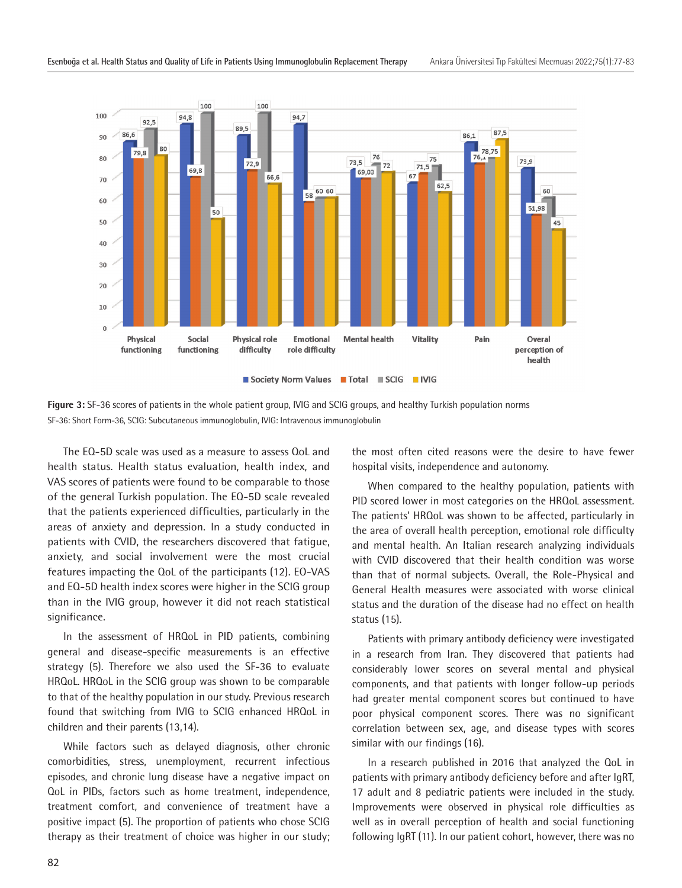Figure 3: SF-36 scores of patients in the whole patient group, IVIG and SCIG groups, and healthy Turkish population norms

SF-36: Short Form-36, SCIG: Subcutaneous immunoglobulin, IVIG: Intravenous immunoglobulin

The EQ-5D scale was used as a measure to assess QoL and health status. Health status evaluation, health index, and VAS scores of patients were found to be comparable to those of the general Turkish population. The EQ-5D scale revealed that the patients experienced difficulties, particularly in the areas of anxiety and depression. In a study conducted in patients with CVID, the researchers discovered that fatigue, anxiety, and social involvement were the most crucial features impacting the QoL of the participants (12). EQ-VAS and EQ-5D health index scores were higher in the SCIG group than in the IVIG group, however it did not reach statistical significance.

In the assessment of HRQoL in PID patients, combining general and disease-specific measurements is an effective strategy (5). Therefore we also used the SF-36 to evaluate HRQoL. HRQoL in the SCIG group was shown to be comparable to that of the healthy population in our study. Previous research found that switching from IVIG to SCIG enhanced HRQoL in children and their parents (13,14).

While factors such as delayed diagnosis, other chronic comorbidities, stress, unemployment, recurrent infectious episodes, and chronic lung disease have a negative impact on QoL in PIDs, factors such as home treatment, independence, treatment comfort, and convenience of treatment have a positive impact (5). The proportion of patients who chose SCIG therapy as their treatment of choice was higher in our study; the most often cited reasons were the desire to have fewer hospital visits, independence and autonomy.

When compared to the healthy population, patients with PID scored lower in most categories on the HRQoL assessment. The patients' HRQoL was shown to be affected, particularly in the area of overall health perception, emotional role difficulty and mental health. An Italian research analyzing individuals with CVID discovered that their health condition was worse than that of normal subjects. Overall, the Role-Physical and General Health measures were associated with worse clinical status and the duration of the disease had no effect on health status (15).

Patients with primary antibody deficiency were investigated in a research from Iran. They discovered that patients had considerably lower scores on several mental and physical components, and that patients with longer follow-up periods had greater mental component scores but continued to have poor physical component scores. There was no significant correlation between sex, age, and disease types with scores similar with our findings (16).

In a research published in 2016 that analyzed the QoL in patients with primary antibody deficiency before and after IgRT, 17 adult and 8 pediatric patients were included in the study. Improvements were observed in physical role difficulties as well as in overall perception of health and social functioning following IgRT (11). In our patient cohort, however, there was no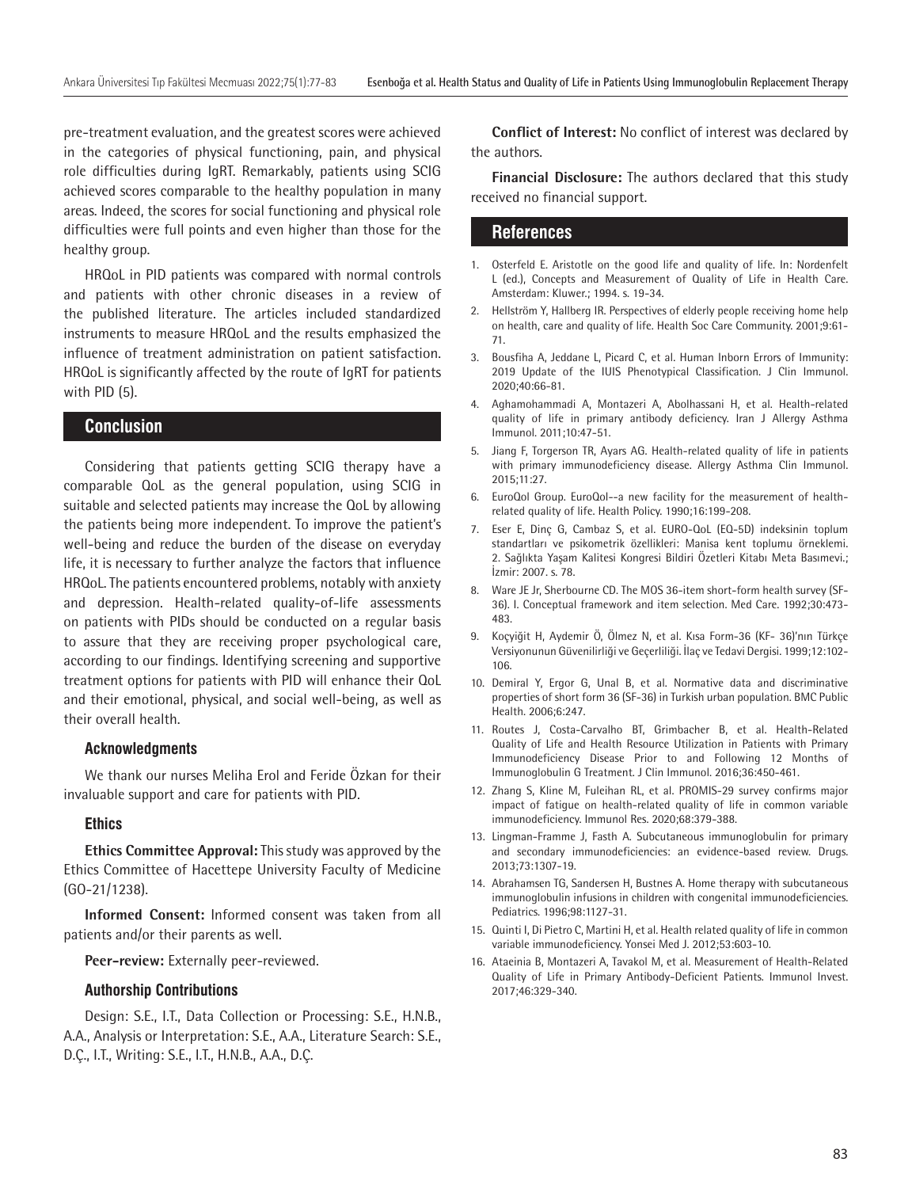pre-treatment evaluation, and the greatest scores were achieved in the categories of physical functioning, pain, and physical role difficulties during IgRT. Remarkably, patients using SCIG achieved scores comparable to the healthy population in many areas. Indeed, the scores for social functioning and physical role difficulties were full points and even higher than those for the healthy group.

HRQoL in PID patients was compared with normal controls and patients with other chronic diseases in a review of the published literature. The articles included standardized instruments to measure HRQoL and the results emphasized the influence of treatment administration on patient satisfaction. HRQoL is significantly affected by the route of IgRT for patients with PID (5).

## Conclusion

Considering that patients getting SCIG therapy have a comparable QoL as the general population, using SCIG in suitable and selected patients may increase the QoL by allowing the patients being more independent. To improve the patient's well-being and reduce the burden of the disease on everyday life, it is necessary to further analyze the factors that influence HRQoL. The patients encountered problems, notably with anxiety and depression. Health-related quality-of-life assessments on patients with PIDs should be conducted on a regular basis to assure that they are receiving proper psychological care, according to our findings. Identifying screening and supportive treatment options for patients with PID will enhance their QoL and their emotional, physical, and social well-being, as well as their overall health.

### Acknowledgments

We thank our nurses Meliha Erol and Feride Özkan for their invaluable support and care for patients with PID.

### Ethics

**Ethics Committee Approval:** This study was approved by the Ethics Committee of Hacettepe University Faculty of Medicine (GO-21/1238).

**Informed Consent:** Informed consent was taken from all patients and/or their parents as well.

**Peer-review:** Externally peer-reviewed.

### Authorship Contributions

Design: S.E., I.T., Data Collection or Processing: S.E., H.N.B., A.A., Analysis or Interpretation: S.E., A.A., Literature Search: S.E., D.Ç., I.T., Writing: S.E., I.T., H.N.B., A.A., D.Ç.

**Conflict of Interest:** No conflict of interest was declared by the authors.

**Financial Disclosure:** The authors declared that this study received no financial support.

## References

1. Osterfeld E. Aristotle on the good life and quality of life. In: Nordenfelt L (ed.), Concepts and Measurement of Quality of Life in Health Care. Amsterdam: Kluwer.; 1994. s. 19-34.
2. Hellström Y, Hallberg IR. Perspectives of elderly people receiving home help on health, care and quality of life. Health Soc Care Community. 2001;9:61-71.
3. Bousfiha A, Jeddane L, Picard C, et al. Human Inborn Errors of Immunity: 2019 Update of the IUIS Phenotypical Classification. J Clin Immunol. 2020;40:66-81.
4. Aghamohammadi A, Montazeri A, Abolhassani H, et al. Health-related quality of life in primary antibody deficiency. Iran J Allergy Asthma Immunol. 2011;10:47-51.
5. Jiang F, Torgerson TR, Ayars AG. Health-related quality of life in patients with primary immunodeficiency disease. Allergy Asthma Clin Immunol. 2015;11:27.
6. EuroQol Group. EuroQol--a new facility for the measurement of health-related quality of life. Health Policy. 1990;16:199-208.
7. Eser E, Dinç G, Cambaz S, et al. EURO-QoL (EQ-5D) indeksinin toplum standartları ve psikometrik özellikleri: Manisa kent toplumu örneklemi. 2. Sağlıkta Yaşam Kalitesi Kongresi Bildiri Özetleri Kitabı Meta Basımevi.; İzmir: 2007. s. 78.
8. Ware JE Jr, Sherbourne CD. The MOS 36-item short-form health survey (SF-36). I. Conceptual framework and item selection. Med Care. 1992;30:473-483.
9. Koçyiğit H, Aydemir Ö, Ölmez N, et al. Kısa Form-36 (KF- 36)'nın Türkçe Versiyonunun Güvenilirliği ve Geçerliliği. İlaç ve Tedavi Dergisi. 1999;12:102-106.
10. Demiral Y, Ergor G, Unal B, et al. Normative data and discriminative properties of short form 36 (SF-36) in Turkish urban population. BMC Public Health. 2006;6:247.
11. Routes J, Costa-Carvalho BT, Grimbacher B, et al. Health-Related Quality of Life and Health Resource Utilization in Patients with Primary Immunodeficiency Disease Prior to and Following 12 Months of Immunoglobulin G Treatment. J Clin Immunol. 2016;36:450-461.
12. Zhang S, Kline M, Fuleihan RL, et al. PROMIS-29 survey confirms major impact of fatigue on health-related quality of life in common variable immunodeficiency. Immunol Res. 2020;68:379-388.
13. Lingman-Framme J, Fasth A. Subcutaneous immunoglobulin for primary and secondary immunodeficiencies: an evidence-based review. Drugs. 2013;73:1307-19.
14. Abrahamsen TG, Sandersen H, Bustnes A. Home therapy with subcutaneous immunoglobulin infusions in children with congenital immunodeficiencies. Pediatrics. 1996;98:1127-31.
15. Quinti I, Di Pietro C, Martini H, et al. Health related quality of life in common variable immunodeficiency. Yonsei Med J. 2012;53:603-10.
16. Ataeinia B, Montazeri A, Tavakol M, et al. Measurement of Health-Related Quality of Life in Primary Antibody-Deficient Patients. Immunol Invest. 2017;46:329-340.